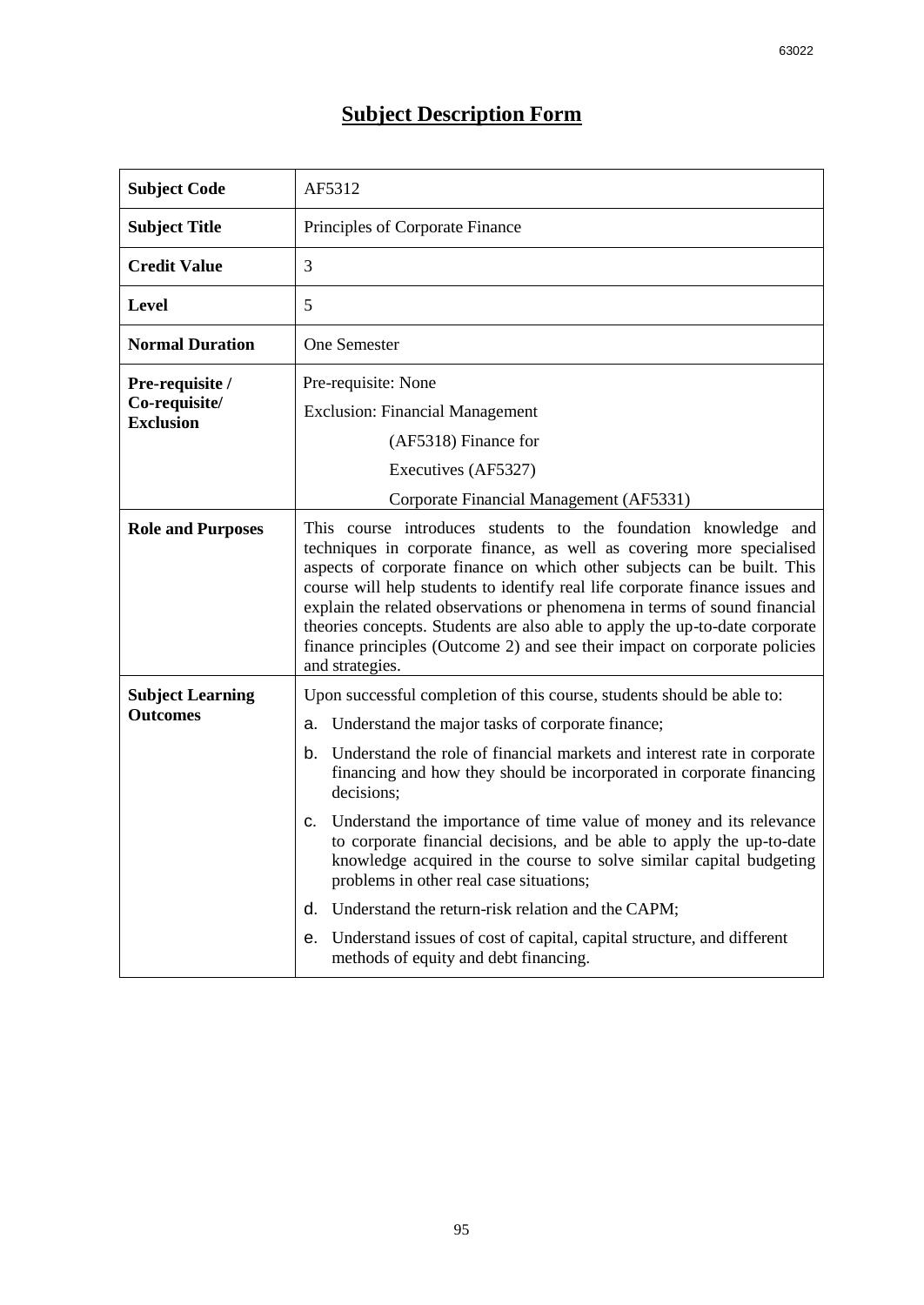# Subject Description Form

| | |
|---|---|
| **Subject Code** | AF5312 |
| **Subject Title** | Principles of Corporate Finance |
| **Credit Value** | 3 |
| **Level** | 5 |
| **Normal Duration** | One Semester |
| **Pre-requisite / Co-requisite/ Exclusion** | Pre-requisite: None<br>Exclusion: Financial Management (AF5318) Finance for Executives (AF5327) Corporate Financial Management (AF5331) |
| **Role and Purposes** | This course introduces students to the foundation knowledge and techniques in corporate finance, as well as covering more specialised aspects of corporate finance on which other subjects can be built. This course will help students to identify real life corporate finance issues and explain the related observations or phenomena in terms of sound financial theories concepts. Students are also able to apply the up-to-date corporate finance principles (Outcome 2) and see their impact on corporate policies and strategies. |
| **Subject Learning Outcomes** | Upon successful completion of this course, students should be able to:<br>a. Understand the major tasks of corporate finance;<br>b. Understand the role of financial markets and interest rate in corporate financing and how they should be incorporated in corporate financing decisions;<br>c. Understand the importance of time value of money and its relevance to corporate financial decisions, and be able to apply the up-to-date knowledge acquired in the course to solve similar capital budgeting problems in other real case situations;<br>d. Understand the return-risk relation and the CAPM;<br>e. Understand issues of cost of capital, capital structure, and different methods of equity and debt financing. |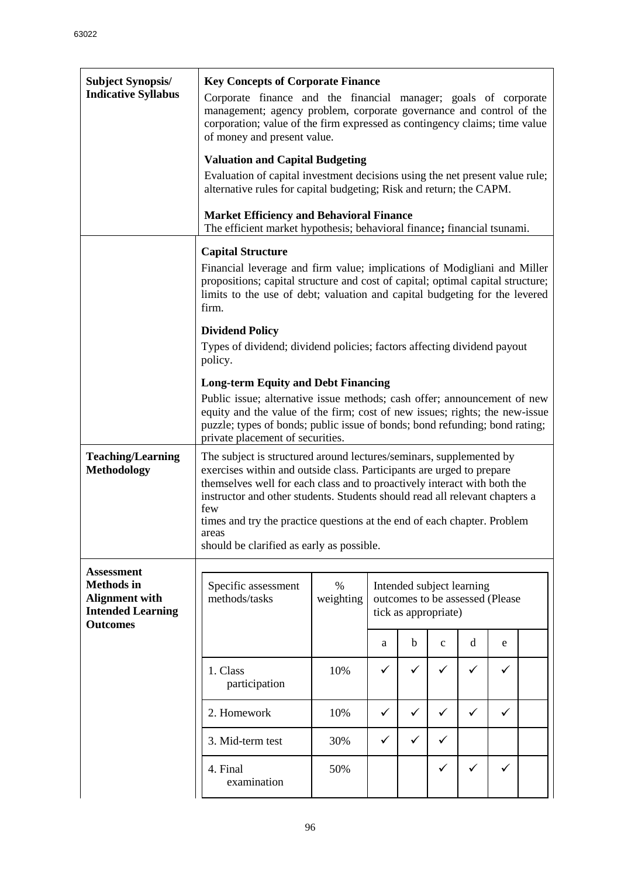| | |
|---|---|
| **Subject Synopsis/ Indicative Syllabus** | **Key Concepts of Corporate Finance**<br>Corporate finance and the financial manager; goals of corporate management; agency problem, corporate governance and control of the corporation; value of the firm expressed as contingency claims; time value of money and present value.<br><br>**Valuation and Capital Budgeting**<br>Evaluation of capital investment decisions using the net present value rule; alternative rules for capital budgeting; Risk and return; the CAPM.<br><br>**Market Efficiency and Behavioral Finance**<br>The efficient market hypothesis; behavioral finance**;** financial tsunami. |
| | **Capital Structure**<br>Financial leverage and firm value; implications of Modigliani and Miller propositions; capital structure and cost of capital; optimal capital structure; limits to the use of debt; valuation and capital budgeting for the levered firm.<br><br>**Dividend Policy**<br>Types of dividend; dividend policies; factors affecting dividend payout policy.<br><br>**Long-term Equity and Debt Financing**<br>Public issue; alternative issue methods; cash offer; announcement of new equity and the value of the firm; cost of new issues; rights; the new-issue puzzle; types of bonds; public issue of bonds; bond refunding; bond rating; private placement of securities. |
| **Teaching/Learning Methodology** | The subject is structured around lectures/seminars, supplemented by exercises within and outside class. Participants are urged to prepare themselves well for each class and to proactively interact with both the instructor and other students. Students should read all relevant chapters a few times and try the practice questions at the end of each chapter. Problem areas should be clarified as early as possible. |
| **Assessment Methods in Alignment with Intended Learning Outcomes** | (see table below) |

| Specific assessment methods/tasks | % weighting | Intended subject learning outcomes to be assessed (Please tick as appropriate) | | | | | |
|---|---|---|---|---|---|---|---|
| | | a | b | c | d | e | |
| 1. Class participation | 10% | ✓ | ✓ | ✓ | ✓ | ✓ | |
| 2. Homework | 10% | ✓ | ✓ | ✓ | ✓ | ✓ | |
| 3. Mid-term test | 30% | ✓ | ✓ | ✓ | | | |
| 4. Final examination | 50% | | | ✓ | ✓ | ✓ | |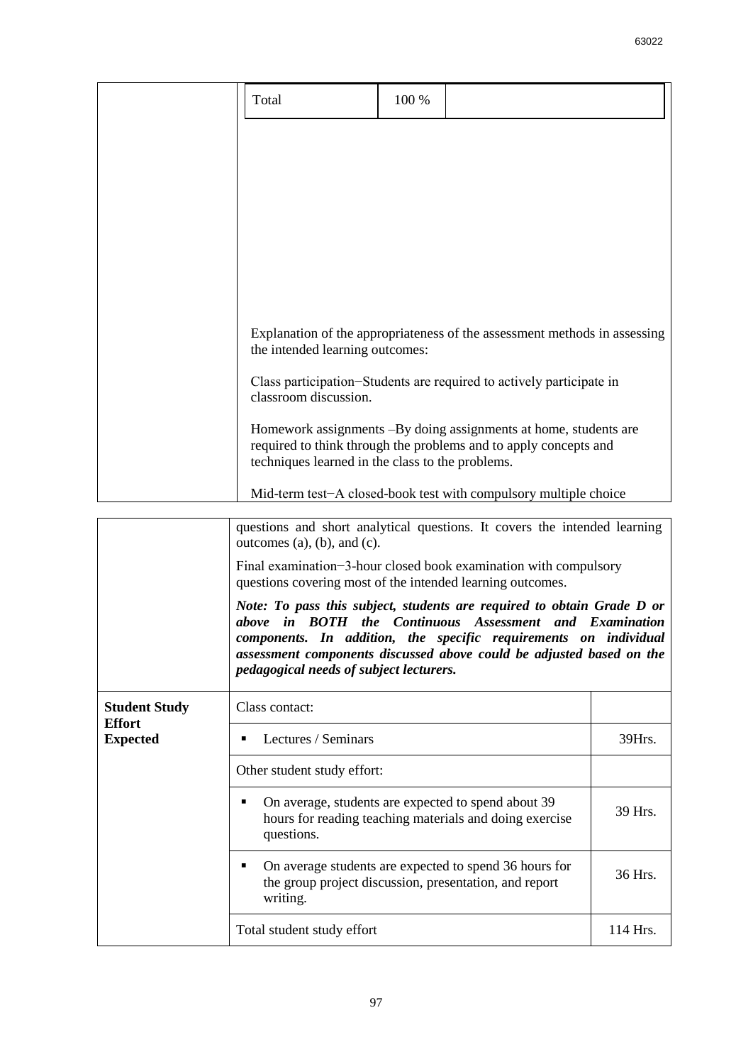| | | | |
|---|---|---|---|
| | Total | 100 % | |

Explanation of the appropriateness of the assessment methods in assessing the intended learning outcomes:

Class participation−Students are required to actively participate in classroom discussion.

Homework assignments –By doing assignments at home, students are required to think through the problems and to apply concepts and techniques learned in the class to the problems.

Mid-term test−A closed-book test with compulsory multiple choice questions and short analytical questions. It covers the intended learning outcomes (a), (b), and (c).

Final examination−3-hour closed book examination with compulsory questions covering most of the intended learning outcomes.

***Note: To pass this subject, students are required to obtain Grade D or above in BOTH the Continuous Assessment and Examination components. In addition, the specific requirements on individual assessment components discussed above could be adjusted based on the pedagogical needs of subject lecturers.***

| | | |
|---|---|---|
| **Student Study Effort Expected** | Class contact: | |
| | ▪ Lectures / Seminars | 39Hrs. |
| | Other student study effort: | |
| | ▪ On average, students are expected to spend about 39 hours for reading teaching materials and doing exercise questions. | 39 Hrs. |
| | ▪ On average students are expected to spend 36 hours for the group project discussion, presentation, and report writing. | 36 Hrs. |
| | Total student study effort | 114 Hrs. |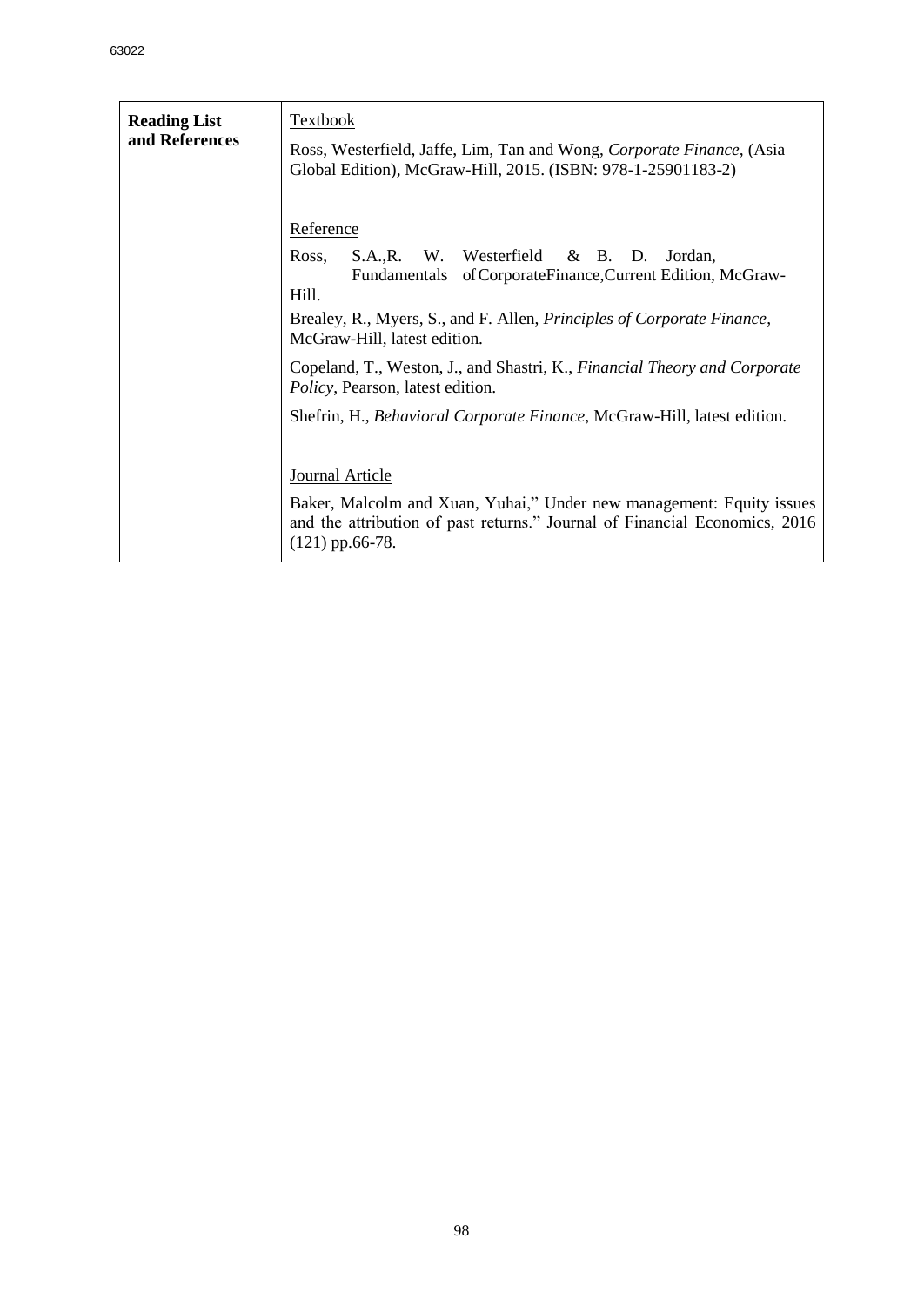| | |
|---|---|
| **Reading List and References** | <u>Textbook</u><br><br>Ross, Westerfield, Jaffe, Lim, Tan and Wong, *Corporate Finance*, (Asia Global Edition), McGraw-Hill, 2015. (ISBN: 978-1-25901183-2)<br><br><u>Reference</u><br><br>Ross, S.A.,R. W. Westerfield & B. D. Jordan, Fundamentals of CorporateFinance,Current Edition, McGraw-Hill.<br><br>Brealey, R., Myers, S., and F. Allen, *Principles of Corporate Finance*, McGraw-Hill, latest edition.<br><br>Copeland, T., Weston, J., and Shastri, K., *Financial Theory and Corporate Policy*, Pearson, latest edition.<br><br>Shefrin, H., *Behavioral Corporate Finance*, McGraw-Hill, latest edition.<br><br><u>Journal Article</u><br><br>Baker, Malcolm and Xuan, Yuhai," Under new management: Equity issues and the attribution of past returns." Journal of Financial Economics, 2016 (121) pp.66-78. |